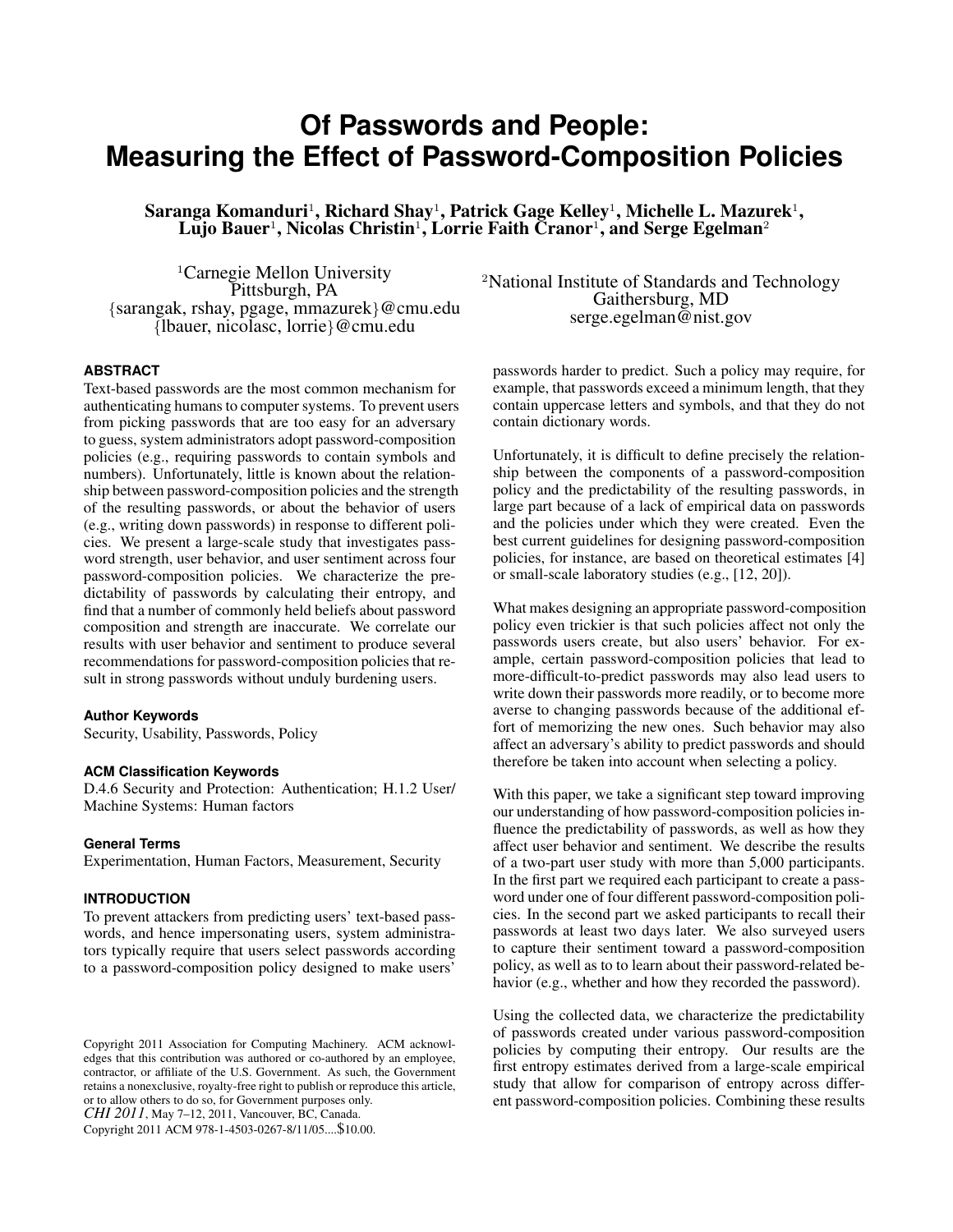# Of Passwords and People: Measuring the Effect of Password-Composition Policies

**Saranga Komanduri[1], Richard Shay[1], Patrick Gage Kelley[1], Michelle L. Mazurek[1], Lujo Bauer[1], Nicolas Christin[1], Lorrie Faith Cranor[1], and Serge Egelman[2]**

[1]Carnegie Mellon University
Pittsburgh, PA
{sarangak, rshay, pgage, mmazurek}@cmu.edu
{lbauer, nicolasc, lorrie}@cmu.edu

[2]National Institute of Standards and Technology
Gaithersburg, MD
serge.egelman@nist.gov

### ABSTRACT

Text-based passwords are the most common mechanism for authenticating humans to computer systems. To prevent users from picking passwords that are too easy for an adversary to guess, system administrators adopt password-composition policies (e.g., requiring passwords to contain symbols and numbers). Unfortunately, little is known about the relationship between password-composition policies and the strength of the resulting passwords, or about the behavior of users (e.g., writing down passwords) in response to different policies. We present a large-scale study that investigates password strength, user behavior, and user sentiment across four password-composition policies. We characterize the predictability of passwords by calculating their entropy, and find that a number of commonly held beliefs about password composition and strength are inaccurate. We correlate our results with user behavior and sentiment to produce several recommendations for password-composition policies that result in strong passwords without unduly burdening users.

### Author Keywords

Security, Usability, Passwords, Policy

### ACM Classification Keywords

D.4.6 Security and Protection: Authentication; H.1.2 User/Machine Systems: Human factors

### General Terms

Experimentation, Human Factors, Measurement, Security

### INTRODUCTION

To prevent attackers from predicting users' text-based passwords, and hence impersonating users, system administrators typically require that users select passwords according to a password-composition policy designed to make users' passwords harder to predict. Such a policy may require, for example, that passwords exceed a minimum length, that they contain uppercase letters and symbols, and that they do not contain dictionary words.

Unfortunately, it is difficult to define precisely the relationship between the components of a password-composition policy and the predictability of the resulting passwords, in large part because of a lack of empirical data on passwords and the policies under which they were created. Even the best current guidelines for designing password-composition policies, for instance, are based on theoretical estimates [4] or small-scale laboratory studies (e.g., [12, 20]).

What makes designing an appropriate password-composition policy even trickier is that such policies affect not only the passwords users create, but also users' behavior. For example, certain password-composition policies that lead to more-difficult-to-predict passwords may also lead users to write down their passwords more readily, or to become more averse to changing passwords because of the additional effort of memorizing the new ones. Such behavior may also affect an adversary's ability to predict passwords and should therefore be taken into account when selecting a policy.

With this paper, we take a significant step toward improving our understanding of how password-composition policies influence the predictability of passwords, as well as how they affect user behavior and sentiment. We describe the results of a two-part user study with more than 5,000 participants. In the first part we required each participant to create a password under one of four different password-composition policies. In the second part we asked participants to recall their passwords at least two days later. We also surveyed users to capture their sentiment toward a password-composition policy, as well as to to learn about their password-related behavior (e.g., whether and how they recorded the password).

Using the collected data, we characterize the predictability of passwords created under various password-composition policies by computing their entropy. Our results are the first entropy estimates derived from a large-scale empirical study that allow for comparison of entropy across different password-composition policies. Combining these results

Copyright 2011 Association for Computing Machinery. ACM acknowledges that this contribution was authored or co-authored by an employee, contractor, or affiliate of the U.S. Government. As such, the Government retains a nonexclusive, royalty-free right to publish or reproduce this article, or to allow others to do so, for Government purposes only.
*CHI 2011*, May 7–12, 2011, Vancouver, BC, Canada.
Copyright 2011 ACM 978-1-4503-0267-8/11/05....$10.00.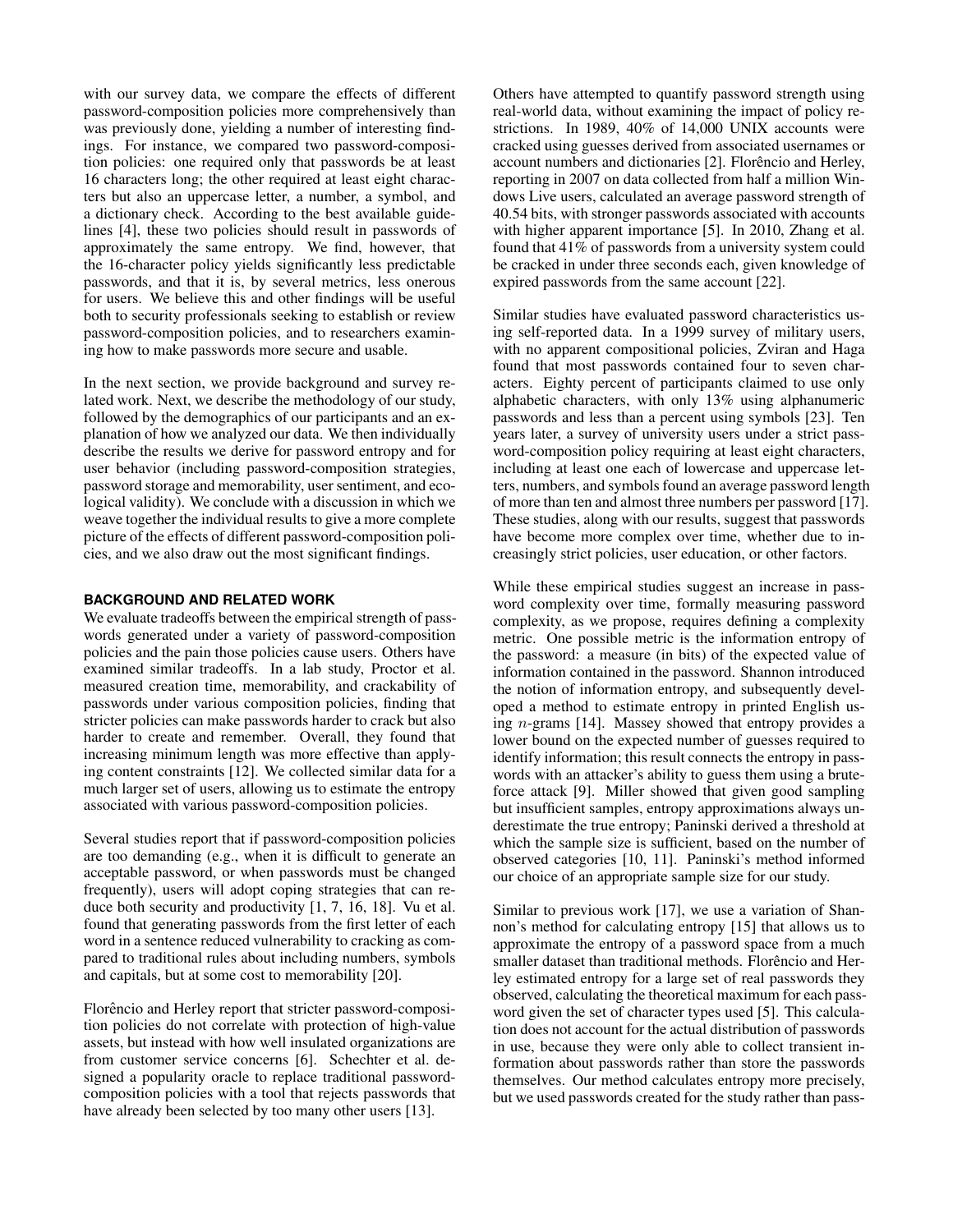with our survey data, we compare the effects of different password-composition policies more comprehensively than was previously done, yielding a number of interesting findings. For instance, we compared two password-composition policies: one required only that passwords be at least 16 characters long; the other required at least eight characters but also an uppercase letter, a number, a symbol, and a dictionary check. According to the best available guidelines [4], these two policies should result in passwords of approximately the same entropy. We find, however, that the 16-character policy yields significantly less predictable passwords, and that it is, by several metrics, less onerous for users. We believe this and other findings will be useful both to security professionals seeking to establish or review password-composition policies, and to researchers examining how to make passwords more secure and usable.

In the next section, we provide background and survey related work. Next, we describe the methodology of our study, followed by the demographics of our participants and an explanation of how we analyzed our data. We then individually describe the results we derive for password entropy and for user behavior (including password-composition strategies, password storage and memorability, user sentiment, and ecological validity). We conclude with a discussion in which we weave together the individual results to give a more complete picture of the effects of different password-composition policies, and we also draw out the most significant findings.

## BACKGROUND AND RELATED WORK

We evaluate tradeoffs between the empirical strength of passwords generated under a variety of password-composition policies and the pain those policies cause users. Others have examined similar tradeoffs. In a lab study, Proctor et al. measured creation time, memorability, and crackability of passwords under various composition policies, finding that stricter policies can make passwords harder to crack but also harder to create and remember. Overall, they found that increasing minimum length was more effective than applying content constraints [12]. We collected similar data for a much larger set of users, allowing us to estimate the entropy associated with various password-composition policies.

Several studies report that if password-composition policies are too demanding (e.g., when it is difficult to generate an acceptable password, or when passwords must be changed frequently), users will adopt coping strategies that can reduce both security and productivity [1, 7, 16, 18]. Vu et al. found that generating passwords from the first letter of each word in a sentence reduced vulnerability to cracking as compared to traditional rules about including numbers, symbols and capitals, but at some cost to memorability [20].

Florêncio and Herley report that stricter password-composition policies do not correlate with protection of high-value assets, but instead with how well insulated organizations are from customer service concerns [6]. Schechter et al. designed a popularity oracle to replace traditional password-composition policies with a tool that rejects passwords that have already been selected by too many other users [13].

Others have attempted to quantify password strength using real-world data, without examining the impact of policy restrictions. In 1989, 40% of 14,000 UNIX accounts were cracked using guesses derived from associated usernames or account numbers and dictionaries [2]. Florêncio and Herley, reporting in 2007 on data collected from half a million Windows Live users, calculated an average password strength of 40.54 bits, with stronger passwords associated with accounts with higher apparent importance [5]. In 2010, Zhang et al. found that 41% of passwords from a university system could be cracked in under three seconds each, given knowledge of expired passwords from the same account [22].

Similar studies have evaluated password characteristics using self-reported data. In a 1999 survey of military users, with no apparent compositional policies, Zviran and Haga found that most passwords contained four to seven characters. Eighty percent of participants claimed to use only alphabetic characters, with only 13% using alphanumeric passwords and less than a percent using symbols [23]. Ten years later, a survey of university users under a strict password-composition policy requiring at least eight characters, including at least one each of lowercase and uppercase letters, numbers, and symbols found an average password length of more than ten and almost three numbers per password [17]. These studies, along with our results, suggest that passwords have become more complex over time, whether due to increasingly strict policies, user education, or other factors.

While these empirical studies suggest an increase in password complexity over time, formally measuring password complexity, as we propose, requires defining a complexity metric. One possible metric is the information entropy of the password: a measure (in bits) of the expected value of information contained in the password. Shannon introduced the notion of information entropy, and subsequently developed a method to estimate entropy in printed English using $n$-grams [14]. Massey showed that entropy provides a lower bound on the expected number of guesses required to identify information; this result connects the entropy in passwords with an attacker's ability to guess them using a brute-force attack [9]. Miller showed that given good sampling but insufficient samples, entropy approximations always underestimate the true entropy; Paninski derived a threshold at which the sample size is sufficient, based on the number of observed categories [10, 11]. Paninski's method informed our choice of an appropriate sample size for our study.

Similar to previous work [17], we use a variation of Shannon's method for calculating entropy [15] that allows us to approximate the entropy of a password space from a much smaller dataset than traditional methods. Florêncio and Herley estimated entropy for a large set of real passwords they observed, calculating the theoretical maximum for each password given the set of character types used [5]. This calculation does not account for the actual distribution of passwords in use, because they were only able to collect transient information about passwords rather than store the passwords themselves. Our method calculates entropy more precisely, but we used passwords created for the study rather than pass-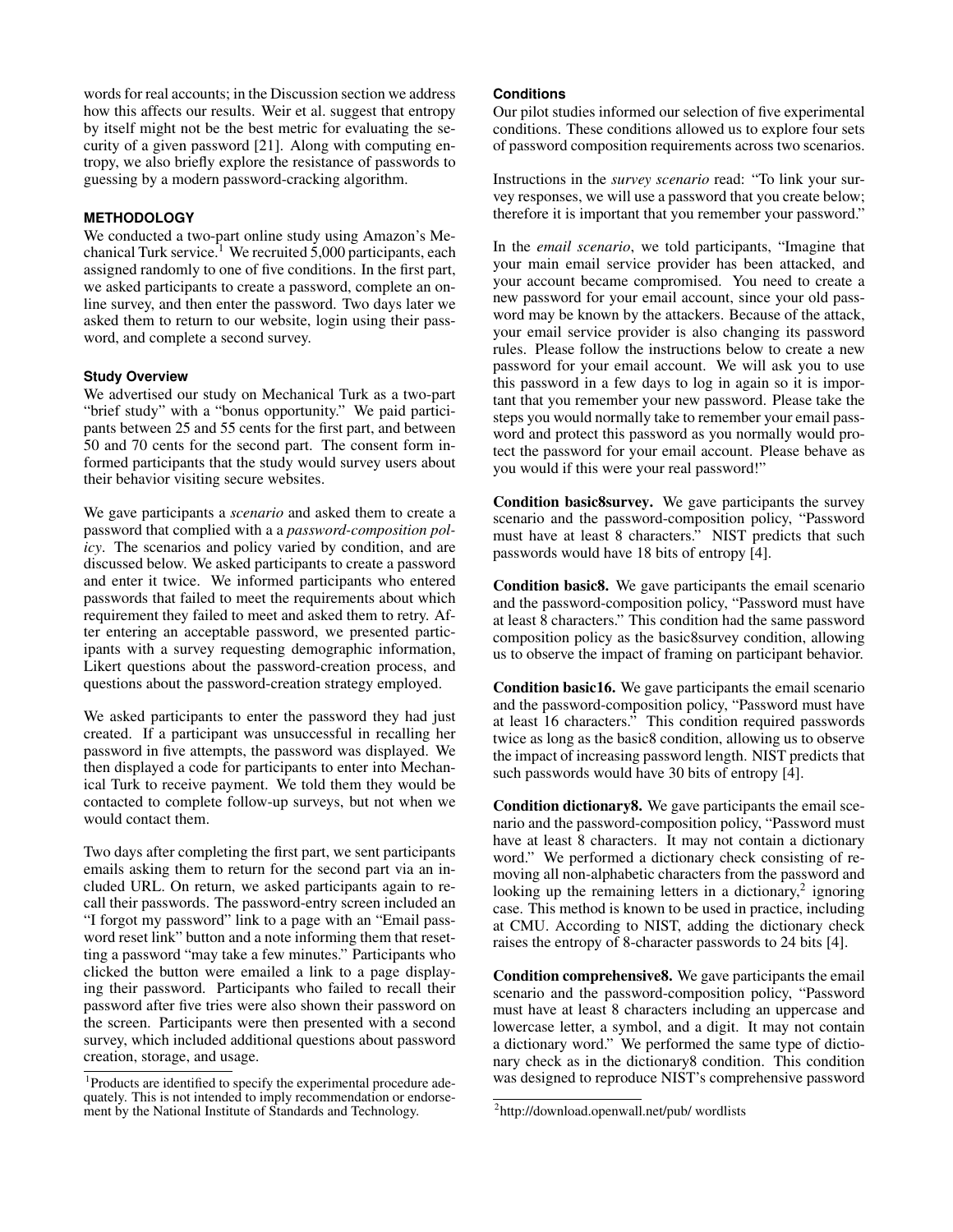words for real accounts; in the Discussion section we address how this affects our results. Weir et al. suggest that entropy by itself might not be the best metric for evaluating the security of a given password [21]. Along with computing entropy, we also briefly explore the resistance of passwords to guessing by a modern password-cracking algorithm.

## METHODOLOGY

We conducted a two-part online study using Amazon's Mechanical Turk service.[1] We recruited 5,000 participants, each assigned randomly to one of five conditions. In the first part, we asked participants to create a password, complete an online survey, and then enter the password. Two days later we asked them to return to our website, login using their password, and complete a second survey.

### Study Overview

We advertised our study on Mechanical Turk as a two-part "brief study" with a "bonus opportunity." We paid participants between 25 and 55 cents for the first part, and between 50 and 70 cents for the second part. The consent form informed participants that the study would survey users about their behavior visiting secure websites.

We gave participants a *scenario* and asked them to create a password that complied with a a *password-composition policy*. The scenarios and policy varied by condition, and are discussed below. We asked participants to create a password and enter it twice. We informed participants who entered passwords that failed to meet the requirements about which requirement they failed to meet and asked them to retry. After entering an acceptable password, we presented participants with a survey requesting demographic information, Likert questions about the password-creation process, and questions about the password-creation strategy employed.

We asked participants to enter the password they had just created. If a participant was unsuccessful in recalling her password in five attempts, the password was displayed. We then displayed a code for participants to enter into Mechanical Turk to receive payment. We told them they would be contacted to complete follow-up surveys, but not when we would contact them.

Two days after completing the first part, we sent participants emails asking them to return for the second part via an included URL. On return, we asked participants again to recall their passwords. The password-entry screen included an "I forgot my password" link to a page with an "Email password reset link" button and a note informing them that resetting a password "may take a few minutes." Participants who clicked the button were emailed a link to a page displaying their password. Participants who failed to recall their password after five tries were also shown their password on the screen. Participants were then presented with a second survey, which included additional questions about password creation, storage, and usage.

[1] Products are identified to specify the experimental procedure adequately. This is not intended to imply recommendation or endorsement by the National Institute of Standards and Technology.

### Conditions

Our pilot studies informed our selection of five experimental conditions. These conditions allowed us to explore four sets of password composition requirements across two scenarios.

Instructions in the *survey scenario* read: "To link your survey responses, we will use a password that you create below; therefore it is important that you remember your password."

In the *email scenario*, we told participants, "Imagine that your main email service provider has been attacked, and your account became compromised. You need to create a new password for your email account, since your old password may be known by the attackers. Because of the attack, your email service provider is also changing its password rules. Please follow the instructions below to create a new password for your email account. We will ask you to use this password in a few days to log in again so it is important that you remember your new password. Please take the steps you would normally take to remember your email password and protect this password as you normally would protect the password for your email account. Please behave as you would if this were your real password!"

**Condition basic8survey.** We gave participants the survey scenario and the password-composition policy, "Password must have at least 8 characters." NIST predicts that such passwords would have 18 bits of entropy [4].

**Condition basic8.** We gave participants the email scenario and the password-composition policy, "Password must have at least 8 characters." This condition had the same password composition policy as the basic8survey condition, allowing us to observe the impact of framing on participant behavior.

**Condition basic16.** We gave participants the email scenario and the password-composition policy, "Password must have at least 16 characters." This condition required passwords twice as long as the basic8 condition, allowing us to observe the impact of increasing password length. NIST predicts that such passwords would have 30 bits of entropy [4].

**Condition dictionary8.** We gave participants the email scenario and the password-composition policy, "Password must have at least 8 characters. It may not contain a dictionary word." We performed a dictionary check consisting of removing all non-alphabetic characters from the password and looking up the remaining letters in a dictionary,[2] ignoring case. This method is known to be used in practice, including at CMU. According to NIST, adding the dictionary check raises the entropy of 8-character passwords to 24 bits [4].

**Condition comprehensive8.** We gave participants the email scenario and the password-composition policy, "Password must have at least 8 characters including an uppercase and lowercase letter, a symbol, and a digit. It may not contain a dictionary word." We performed the same type of dictionary check as in the dictionary8 condition. This condition was designed to reproduce NIST's comprehensive password

[2] http://download.openwall.net/pub/ wordlists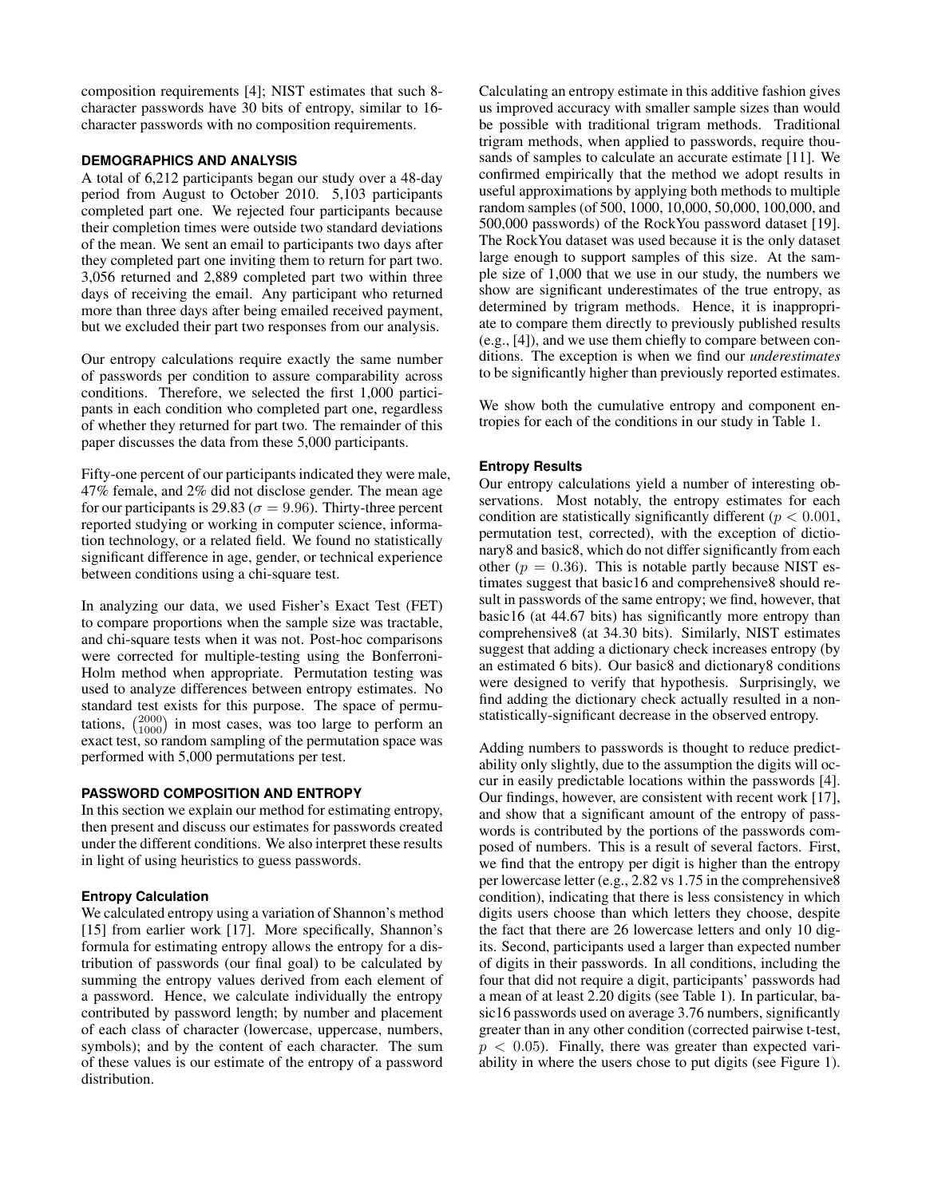composition requirements [4]; NIST estimates that such 8-character passwords have 30 bits of entropy, similar to 16-character passwords with no composition requirements.

## DEMOGRAPHICS AND ANALYSIS

A total of 6,212 participants began our study over a 48-day period from August to October 2010. 5,103 participants completed part one. We rejected four participants because their completion times were outside two standard deviations of the mean. We sent an email to participants two days after they completed part one inviting them to return for part two. 3,056 returned and 2,889 completed part two within three days of receiving the email. Any participant who returned more than three days after being emailed received payment, but we excluded their part two responses from our analysis.

Our entropy calculations require exactly the same number of passwords per condition to assure comparability across conditions. Therefore, we selected the first 1,000 participants in each condition who completed part one, regardless of whether they returned for part two. The remainder of this paper discusses the data from these 5,000 participants.

Fifty-one percent of our participants indicated they were male, 47% female, and 2% did not disclose gender. The mean age for our participants is 29.83 ($\sigma = 9.96$). Thirty-three percent reported studying or working in computer science, information technology, or a related field. We found no statistically significant difference in age, gender, or technical experience between conditions using a chi-square test.

In analyzing our data, we used Fisher's Exact Test (FET) to compare proportions when the sample size was tractable, and chi-square tests when it was not. Post-hoc comparisons were corrected for multiple-testing using the Bonferroni-Holm method when appropriate. Permutation testing was used to analyze differences between entropy estimates. No standard test exists for this purpose. The space of permutations, $\binom{2000}{1000}$ in most cases, was too large to perform an exact test, so random sampling of the permutation space was performed with 5,000 permutations per test.

## PASSWORD COMPOSITION AND ENTROPY

In this section we explain our method for estimating entropy, then present and discuss our estimates for passwords created under the different conditions. We also interpret these results in light of using heuristics to guess passwords.

### Entropy Calculation

We calculated entropy using a variation of Shannon's method [15] from earlier work [17]. More specifically, Shannon's formula for estimating entropy allows the entropy for a distribution of passwords (our final goal) to be calculated by summing the entropy values derived from each element of a password. Hence, we calculate individually the entropy contributed by password length; by number and placement of each class of character (lowercase, uppercase, numbers, symbols); and by the content of each character. The sum of these values is our estimate of the entropy of a password distribution.

Calculating an entropy estimate in this additive fashion gives us improved accuracy with smaller sample sizes than would be possible with traditional trigram methods. Traditional trigram methods, when applied to passwords, require thousands of samples to calculate an accurate estimate [11]. We confirmed empirically that the method we adopt results in useful approximations by applying both methods to multiple random samples (of 500, 1000, 10,000, 50,000, 100,000, and 500,000 passwords) of the RockYou password dataset [19]. The RockYou dataset was used because it is the only dataset large enough to support samples of this size. At the sample size of 1,000 that we use in our study, the numbers we show are significant underestimates of the true entropy, as determined by trigram methods. Hence, it is inappropriate to compare them directly to previously published results (e.g., [4]), and we use them chiefly to compare between conditions. The exception is when we find our *underestimates* to be significantly higher than previously reported estimates.

We show both the cumulative entropy and component entropies for each of the conditions in our study in Table 1.

### Entropy Results

Our entropy calculations yield a number of interesting observations. Most notably, the entropy estimates for each condition are statistically significantly different ($p < 0.001$, permutation test, corrected), with the exception of dictionary8 and basic8, which do not differ significantly from each other ($p = 0.36$). This is notable partly because NIST estimates suggest that basic16 and comprehensive8 should result in passwords of the same entropy; we find, however, that basic16 (at 44.67 bits) has significantly more entropy than comprehensive8 (at 34.30 bits). Similarly, NIST estimates suggest that adding a dictionary check increases entropy (by an estimated 6 bits). Our basic8 and dictionary8 conditions were designed to verify that hypothesis. Surprisingly, we find adding the dictionary check actually resulted in a non-statistically-significant decrease in the observed entropy.

Adding numbers to passwords is thought to reduce predictability only slightly, due to the assumption the digits will occur in easily predictable locations within the passwords [4]. Our findings, however, are consistent with recent work [17], and show that a significant amount of the entropy of passwords is contributed by the portions of the passwords composed of numbers. This is a result of several factors. First, we find that the entropy per digit is higher than the entropy per lowercase letter (e.g., 2.82 vs 1.75 in the comprehensive8 condition), indicating that there is less consistency in which digits users choose than which letters they choose, despite the fact that there are 26 lowercase letters and only 10 digits. Second, participants used a larger than expected number of digits in their passwords. In all conditions, including the four that did not require a digit, participants' passwords had a mean of at least 2.20 digits (see Table 1). In particular, basic16 passwords used on average 3.76 numbers, significantly greater than in any other condition (corrected pairwise t-test, $p < 0.05$). Finally, there was greater than expected variability in where the users chose to put digits (see Figure 1).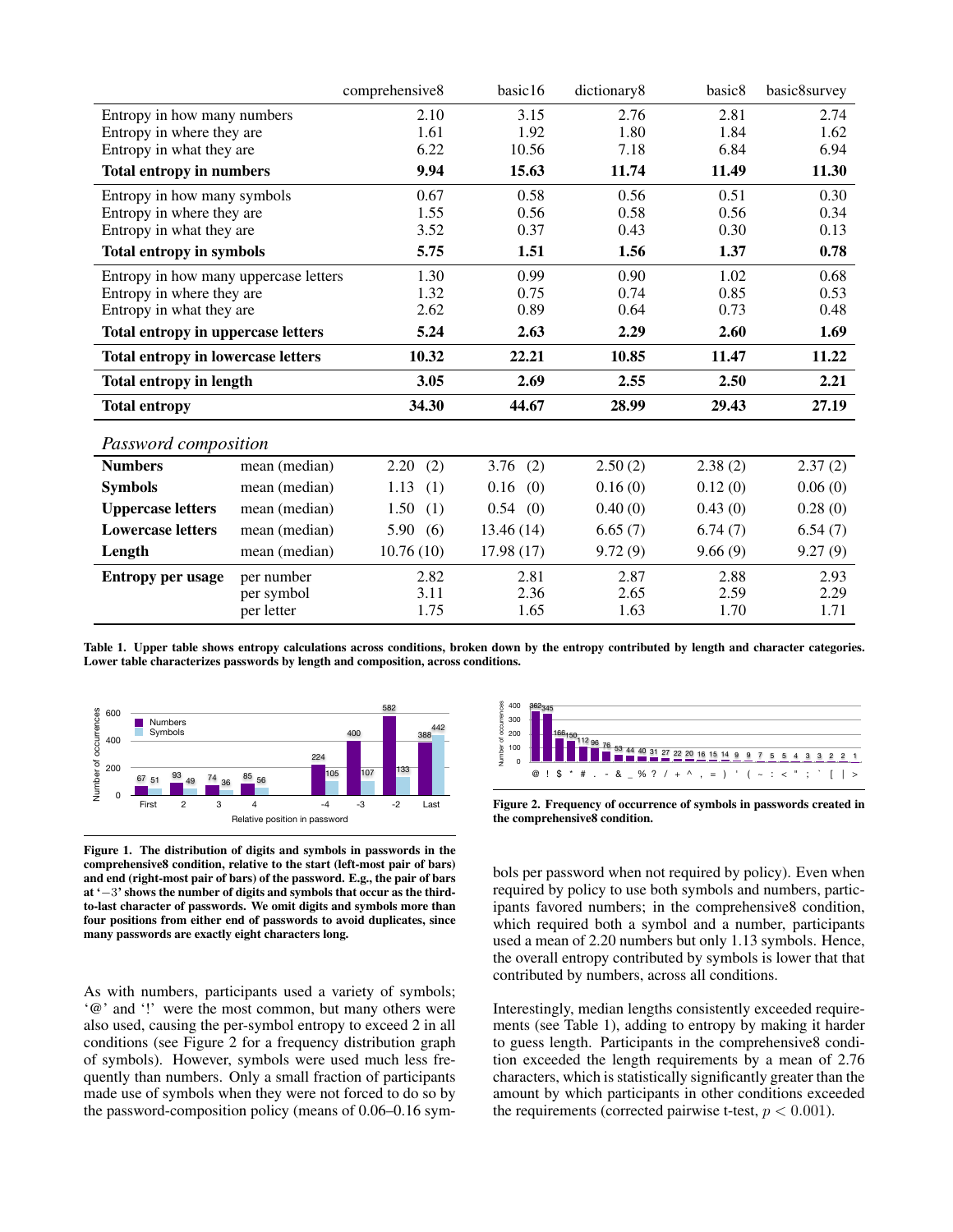| | comprehensive8 | basic16 | dictionary8 | basic8 | basic8survey |
|---|---|---|---|---|---|
| Entropy in how many numbers | 2.10 | 3.15 | 2.76 | 2.81 | 2.74 |
| Entropy in where they are | 1.61 | 1.92 | 1.80 | 1.84 | 1.62 |
| Entropy in what they are | 6.22 | 10.56 | 7.18 | 6.84 | 6.94 |
| **Total entropy in numbers** | **9.94** | **15.63** | **11.74** | **11.49** | **11.30** |
| Entropy in how many symbols | 0.67 | 0.58 | 0.56 | 0.51 | 0.30 |
| Entropy in where they are | 1.55 | 0.56 | 0.58 | 0.56 | 0.34 |
| Entropy in what they are | 3.52 | 0.37 | 0.43 | 0.30 | 0.13 |
| **Total entropy in symbols** | **5.75** | **1.51** | **1.56** | **1.37** | **0.78** |
| Entropy in how many uppercase letters | 1.30 | 0.99 | 0.90 | 1.02 | 0.68 |
| Entropy in where they are | 1.32 | 0.75 | 0.74 | 0.85 | 0.53 |
| Entropy in what they are | 2.62 | 0.89 | 0.64 | 0.73 | 0.48 |
| **Total entropy in uppercase letters** | **5.24** | **2.63** | **2.29** | **2.60** | **1.69** |
| **Total entropy in lowercase letters** | **10.32** | **22.21** | **10.85** | **11.47** | **11.22** |
| **Total entropy in length** | **3.05** | **2.69** | **2.55** | **2.50** | **2.21** |
| **Total entropy** | **34.30** | **44.67** | **28.99** | **29.43** | **27.19** |

*Password composition*

| | | comprehensive8 | basic16 | dictionary8 | basic8 | basic8survey |
|---|---|---|---|---|---|---|
| **Numbers** | mean (median) | 2.20 (2) | 3.76 (2) | 2.50 (2) | 2.38 (2) | 2.37 (2) |
| **Symbols** | mean (median) | 1.13 (1) | 0.16 (0) | 0.16 (0) | 0.12 (0) | 0.06 (0) |
| **Uppercase letters** | mean (median) | 1.50 (1) | 0.54 (0) | 0.40 (0) | 0.43 (0) | 0.28 (0) |
| **Lowercase letters** | mean (median) | 5.90 (6) | 13.46 (14) | 6.65 (7) | 6.74 (7) | 6.54 (7) |
| **Length** | mean (median) | 10.76 (10) | 17.98 (17) | 9.72 (9) | 9.66 (9) | 9.27 (9) |
| **Entropy per usage** | per number | 2.82 | 2.81 | 2.87 | 2.88 | 2.93 |
| | per symbol | 3.11 | 2.36 | 2.65 | 2.59 | 2.29 |
| | per letter | 1.75 | 1.65 | 1.63 | 1.70 | 1.71 |

**Table 1. Upper table shows entropy calculations across conditions, broken down by the entropy contributed by length and character categories. Lower table characterizes passwords by length and composition, across conditions.**

Number of occurrences
600
400
200
0
Numbers
Symbols
67 51 93 49 74 36 85 56 224 105 400 107 582 133 388 442
First 2 3 4 -4 -3 -2 Last
Relative position in password

**Figure 1. The distribution of digits and symbols in passwords in the comprehensive8 condition, relative to the start (left-most pair of bars) and end (right-most pair of bars) of the password. E.g., the pair of bars at '$-3$' shows the number of digits and symbols that occur as the third-to-last character of passwords. We omit digits and symbols more than four positions from either end of passwords to avoid duplicates, since many passwords are exactly eight characters long.**

Number of occurrences
400
300
200
100
0
362 345 166 150 112 96 76 53 44 40 31 27 22 20 16 15 14 9 9 7 5 5 4 3 3 2 2 1
@ ! $ * # . - & _ % ? / + ^ , = ) ' ( ~ : < " ; ` [ | >

**Figure 2. Frequency of occurrence of symbols in passwords created in the comprehensive8 condition.**

As with numbers, participants used a variety of symbols; '@' and '!' were the most common, but many others were also used, causing the per-symbol entropy to exceed 2 in all conditions (see Figure 2 for a frequency distribution graph of symbols). However, symbols were used much less frequently than numbers. Only a small fraction of participants made use of symbols when they were not forced to do so by the password-composition policy (means of 0.06–0.16 symbols per password when not required by policy). Even when required by policy to use both symbols and numbers, participants favored numbers; in the comprehensive8 condition, which required both a symbol and a number, participants used a mean of 2.20 numbers but only 1.13 symbols. Hence, the overall entropy contributed by symbols is lower that that contributed by numbers, across all conditions.

Interestingly, median lengths consistently exceeded requirements (see Table 1), adding to entropy by making it harder to guess length. Participants in the comprehensive8 condition exceeded the length requirements by a mean of 2.76 characters, which is statistically significantly greater than the amount by which participants in other conditions exceeded the requirements (corrected pairwise t-test, $p < 0.001$).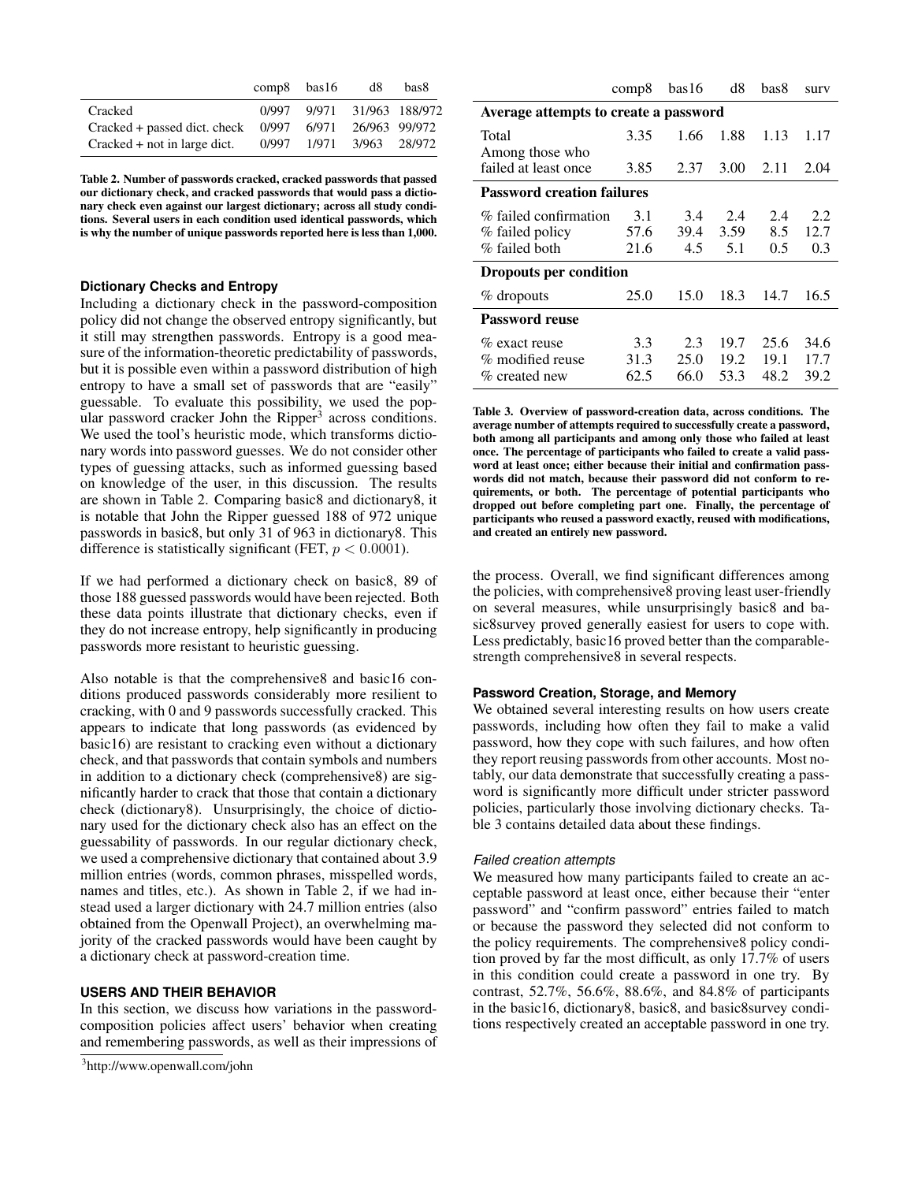| | comp8 | bas16 | d8 | bas8 |
|---|---|---|---|---|
| Cracked | 0/997 | 9/971 | 31/963 | 188/972 |
| Cracked + passed dict. check | 0/997 | 6/971 | 26/963 | 99/972 |
| Cracked + not in large dict. | 0/997 | 1/971 | 3/963 | 28/972 |

**Table 2. Number of passwords cracked, cracked passwords that passed our dictionary check, and cracked passwords that would pass a dictionary check even against our largest dictionary; across all study conditions. Several users in each condition used identical passwords, which is why the number of unique passwords reported here is less than 1,000.**

### Dictionary Checks and Entropy

Including a dictionary check in the password-composition policy did not change the observed entropy significantly, but it still may strengthen passwords. Entropy is a good measure of the information-theoretic predictability of passwords, but it is possible even within a password distribution of high entropy to have a small set of passwords that are "easily" guessable. To evaluate this possibility, we used the popular password cracker John the Ripper[3] across conditions. We used the tool's heuristic mode, which transforms dictionary words into password guesses. We do not consider other types of guessing attacks, such as informed guessing based on knowledge of the user, in this discussion. The results are shown in Table 2. Comparing basic8 and dictionary8, it is notable that John the Ripper guessed 188 of 972 unique passwords in basic8, but only 31 of 963 in dictionary8. This difference is statistically significant (FET, $p < 0.0001$).

If we had performed a dictionary check on basic8, 89 of those 188 guessed passwords would have been rejected. Both these data points illustrate that dictionary checks, even if they do not increase entropy, help significantly in producing passwords more resistant to heuristic guessing.

Also notable is that the comprehensive8 and basic16 conditions produced passwords considerably more resilient to cracking, with 0 and 9 passwords successfully cracked. This appears to indicate that long passwords (as evidenced by basic16) are resistant to cracking even without a dictionary check, and that passwords that contain symbols and numbers in addition to a dictionary check (comprehensive8) are significantly harder to crack that those that contain a dictionary check (dictionary8). Unsurprisingly, the choice of dictionary used for the dictionary check also has an effect on the guessability of passwords. In our regular dictionary check, we used a comprehensive dictionary that contained about 3.9 million entries (words, common phrases, misspelled words, names and titles, etc.). As shown in Table 2, if we had instead used a larger dictionary with 24.7 million entries (also obtained from the Openwall Project), an overwhelming majority of the cracked passwords would have been caught by a dictionary check at password-creation time.

## USERS AND THEIR BEHAVIOR

In this section, we discuss how variations in the password-composition policies affect users' behavior when creating and remembering passwords, as well as their impressions of the process. Overall, we find significant differences among the policies, with comprehensive8 proving least user-friendly on several measures, while unsurprisingly basic8 and basic8survey proved generally easiest for users to cope with. Less predictably, basic16 proved better than the comparable-strength comprehensive8 in several respects.

[3]http://www.openwall.com/john

| | comp8 | bas16 | d8 | bas8 | surv |
|---|---|---|---|---|---|
| **Average attempts to create a password** | | | | | |
| Total | 3.35 | 1.66 | 1.88 | 1.13 | 1.17 |
| Among those who failed at least once | 3.85 | 2.37 | 3.00 | 2.11 | 2.04 |
| **Password creation failures** | | | | | |
| % failed confirmation | 3.1 | 3.4 | 2.4 | 2.4 | 2.2 |
| % failed policy | 57.6 | 39.4 | 3.59 | 8.5 | 12.7 |
| % failed both | 21.6 | 4.5 | 5.1 | 0.5 | 0.3 |
| **Dropouts per condition** | | | | | |
| % dropouts | 25.0 | 15.0 | 18.3 | 14.7 | 16.5 |
| **Password reuse** | | | | | |
| % exact reuse | 3.3 | 2.3 | 19.7 | 25.6 | 34.6 |
| % modified reuse | 31.3 | 25.0 | 19.2 | 19.1 | 17.7 |
| % created new | 62.5 | 66.0 | 53.3 | 48.2 | 39.2 |

**Table 3. Overview of password-creation data, across conditions. The average number of attempts required to successfully create a password, both among all participants and among only those who failed at least once. The percentage of participants who failed to create a valid password at least once; either because their initial and confirmation passwords did not match, because their password did not conform to requirements, or both. The percentage of potential participants who dropped out before completing part one. Finally, the percentage of participants who reused a password exactly, reused with modifications, and created an entirely new password.**

### Password Creation, Storage, and Memory

We obtained several interesting results on how users create passwords, including how often they fail to make a valid password, how they cope with such failures, and how often they report reusing passwords from other accounts. Most notably, our data demonstrate that successfully creating a password is significantly more difficult under stricter password policies, particularly those involving dictionary checks. Table 3 contains detailed data about these findings.

#### *Failed creation attempts*

We measured how many participants failed to create an acceptable password at least once, either because their "enter password" and "confirm password" entries failed to match or because the password they selected did not conform to the policy requirements. The comprehensive8 policy condition proved by far the most difficult, as only 17.7% of users in this condition could create a password in one try. By contrast, 52.7%, 56.6%, 88.6%, and 84.8% of participants in the basic16, dictionary8, basic8, and basic8survey conditions respectively created an acceptable password in one try.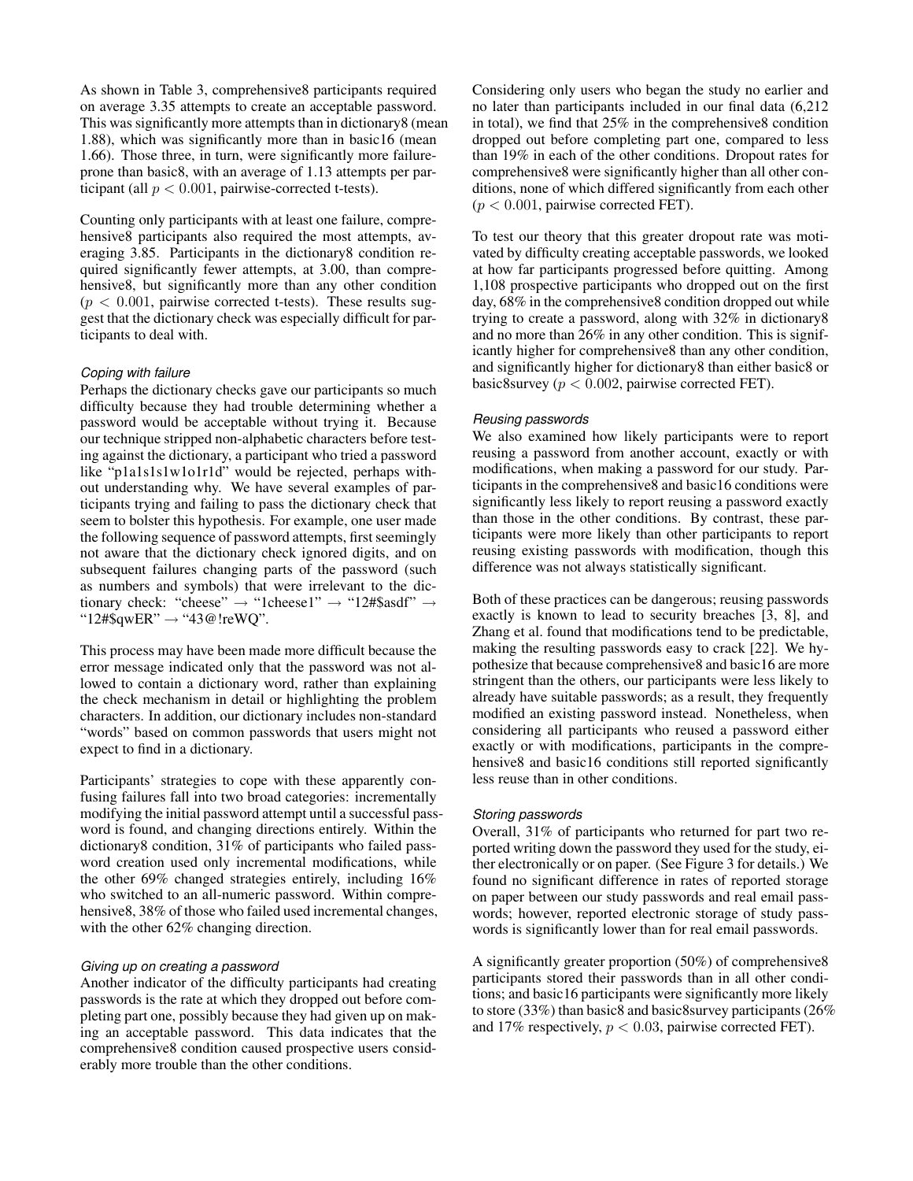As shown in Table 3, comprehensive8 participants required on average 3.35 attempts to create an acceptable password. This was significantly more attempts than in dictionary8 (mean 1.88), which was significantly more than in basic16 (mean 1.66). Those three, in turn, were significantly more failure-prone than basic8, with an average of 1.13 attempts per participant (all $p < 0.001$, pairwise-corrected t-tests).

Counting only participants with at least one failure, comprehensive8 participants also required the most attempts, averaging 3.85. Participants in the dictionary8 condition required significantly fewer attempts, at 3.00, than comprehensive8, but significantly more than any other condition ($p < 0.001$, pairwise corrected t-tests). These results suggest that the dictionary check was especially difficult for participants to deal with.

### *Coping with failure*

Perhaps the dictionary checks gave our participants so much difficulty because they had trouble determining whether a password would be acceptable without trying it. Because our technique stripped non-alphabetic characters before testing against the dictionary, a participant who tried a password like "p1a1s1s1w1o1r1d" would be rejected, perhaps without understanding why. We have several examples of participants trying and failing to pass the dictionary check that seem to bolster this hypothesis. For example, one user made the following sequence of password attempts, first seemingly not aware that the dictionary check ignored digits, and on subsequent failures changing parts of the password (such as numbers and symbols) that were irrelevant to the dictionary check: "cheese" → "1cheese1" → "12#$asdf" → "12#$qwER" → "43@!reWQ".

This process may have been made more difficult because the error message indicated only that the password was not allowed to contain a dictionary word, rather than explaining the check mechanism in detail or highlighting the problem characters. In addition, our dictionary includes non-standard "words" based on common passwords that users might not expect to find in a dictionary.

Participants' strategies to cope with these apparently confusing failures fall into two broad categories: incrementally modifying the initial password attempt until a successful password is found, and changing directions entirely. Within the dictionary8 condition, 31% of participants who failed password creation used only incremental modifications, while the other 69% changed strategies entirely, including 16% who switched to an all-numeric password. Within comprehensive8, 38% of those who failed used incremental changes, with the other 62% changing direction.

### *Giving up on creating a password*

Another indicator of the difficulty participants had creating passwords is the rate at which they dropped out before completing part one, possibly because they had given up on making an acceptable password. This data indicates that the comprehensive8 condition caused prospective users considerably more trouble than the other conditions.

Considering only users who began the study no earlier and no later than participants included in our final data (6,212 in total), we find that 25% in the comprehensive8 condition dropped out before completing part one, compared to less than 19% in each of the other conditions. Dropout rates for comprehensive8 were significantly higher than all other conditions, none of which differed significantly from each other ($p < 0.001$, pairwise corrected FET).

To test our theory that this greater dropout rate was motivated by difficulty creating acceptable passwords, we looked at how far participants progressed before quitting. Among 1,108 prospective participants who dropped out on the first day, 68% in the comprehensive8 condition dropped out while trying to create a password, along with 32% in dictionary8 and no more than 26% in any other condition. This is significantly higher for comprehensive8 than any other condition, and significantly higher for dictionary8 than either basic8 or basic8survey ($p < 0.002$, pairwise corrected FET).

### *Reusing passwords*

We also examined how likely participants were to report reusing a password from another account, exactly or with modifications, when making a password for our study. Participants in the comprehensive8 and basic16 conditions were significantly less likely to report reusing a password exactly than those in the other conditions. By contrast, these participants were more likely than other participants to report reusing existing passwords with modification, though this difference was not always statistically significant.

Both of these practices can be dangerous; reusing passwords exactly is known to lead to security breaches [3, 8], and Zhang et al. found that modifications tend to be predictable, making the resulting passwords easy to crack [22]. We hypothesize that because comprehensive8 and basic16 are more stringent than the others, our participants were less likely to already have suitable passwords; as a result, they frequently modified an existing password instead. Nonetheless, when considering all participants who reused a password either exactly or with modifications, participants in the comprehensive8 and basic16 conditions still reported significantly less reuse than in other conditions.

### *Storing passwords*

Overall, 31% of participants who returned for part two reported writing down the password they used for the study, either electronically or on paper. (See Figure 3 for details.) We found no significant difference in rates of reported storage on paper between our study passwords and real email passwords; however, reported electronic storage of study passwords is significantly lower than for real email passwords.

A significantly greater proportion (50%) of comprehensive8 participants stored their passwords than in all other conditions; and basic16 participants were significantly more likely to store (33%) than basic8 and basic8survey participants (26% and 17% respectively, $p < 0.03$, pairwise corrected FET).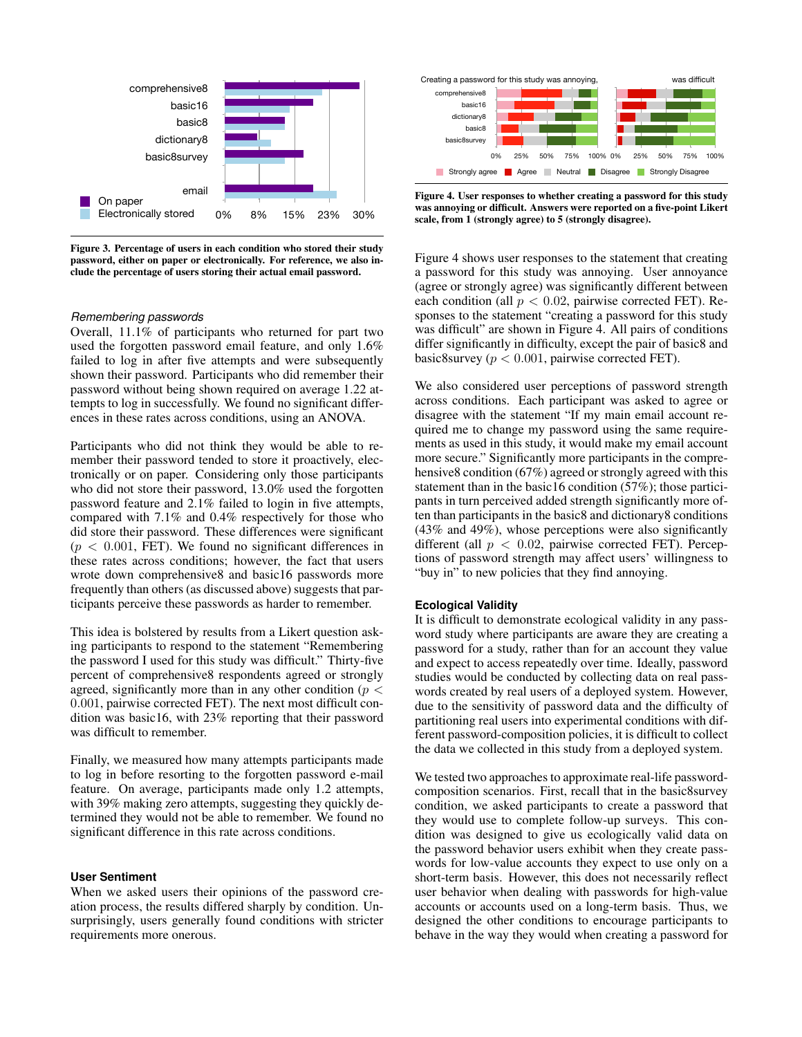comprehensive8
basic16
basic8
dictionary8
basic8survey
email
On paper
Electronically stored
0% 8% 15% 23% 30%

**Figure 3. Percentage of users in each condition who stored their study password, either on paper or electronically. For reference, we also include the percentage of users storing their actual email password.**

### *Remembering passwords*

Overall, 11.1% of participants who returned for part two used the forgotten password email feature, and only 1.6% failed to log in after five attempts and were subsequently shown their password. Participants who did remember their password without being shown required on average 1.22 attempts to log in successfully. We found no significant differences in these rates across conditions, using an ANOVA.

Participants who did not think they would be able to remember their password tended to store it proactively, electronically or on paper. Considering only those participants who did not store their password, 13.0% used the forgotten password feature and 2.1% failed to login in five attempts, compared with 7.1% and 0.4% respectively for those who did store their password. These differences were significant ($p < 0.001$, FET). We found no significant differences in these rates across conditions; however, the fact that users wrote down comprehensive8 and basic16 passwords more frequently than others (as discussed above) suggests that participants perceive these passwords as harder to remember.

This idea is bolstered by results from a Likert question asking participants to respond to the statement "Remembering the password I used for this study was difficult." Thirty-five percent of comprehensive8 respondents agreed or strongly agreed, significantly more than in any other condition ($p < 0.001$, pairwise corrected FET). The next most difficult condition was basic16, with 23% reporting that their password was difficult to remember.

Finally, we measured how many attempts participants made to log in before resorting to the forgotten password e-mail feature. On average, participants made only 1.2 attempts, with 39% making zero attempts, suggesting they quickly determined they would not be able to remember. We found no significant difference in this rate across conditions.

### User Sentiment

When we asked users their opinions of the password creation process, the results differed sharply by condition. Unsurprisingly, users generally found conditions with stricter requirements more onerous.

Creating a password for this study was annoying,
was difficult
comprehensive8
basic16
dictionary8
basic8
basic8survey
0% 25% 50% 75% 100% 0% 25% 50% 75% 100%
Strongly agree
Agree
Neutral
Disagree
Strongly Disagree

**Figure 4. User responses to whether creating a password for this study was annoying or difficult. Answers were reported on a five-point Likert scale, from 1 (strongly agree) to 5 (strongly disagree).**

Figure 4 shows user responses to the statement that creating a password for this study was annoying. User annoyance (agree or strongly agree) was significantly different between each condition (all $p < 0.02$, pairwise corrected FET). Responses to the statement "creating a password for this study was difficult" are shown in Figure 4. All pairs of conditions differ significantly in difficulty, except the pair of basic8 and basic8survey ($p < 0.001$, pairwise corrected FET).

We also considered user perceptions of password strength across conditions. Each participant was asked to agree or disagree with the statement "If my main email account required me to change my password using the same requirements as used in this study, it would make my email account more secure." Significantly more participants in the comprehensive8 condition (67%) agreed or strongly agreed with this statement than in the basic16 condition (57%); those participants in turn perceived added strength significantly more often than participants in the basic8 and dictionary8 conditions (43% and 49%), whose perceptions were also significantly different (all $p < 0.02$, pairwise corrected FET). Perceptions of password strength may affect users' willingness to "buy in" to new policies that they find annoying.

### Ecological Validity

It is difficult to demonstrate ecological validity in any password study where participants are aware they are creating a password for a study, rather than for an account they value and expect to access repeatedly over time. Ideally, password studies would be conducted by collecting data on real passwords created by real users of a deployed system. However, due to the sensitivity of password data and the difficulty of partitioning real users into experimental conditions with different password-composition policies, it is difficult to collect the data we collected in this study from a deployed system.

We tested two approaches to approximate real-life password-composition scenarios. First, recall that in the basic8survey condition, we asked participants to create a password that they would use to complete follow-up surveys. This condition was designed to give us ecologically valid data on the password behavior users exhibit when they create passwords for low-value accounts they expect to use only on a short-term basis. However, this does not necessarily reflect user behavior when dealing with passwords for high-value accounts or accounts used on a long-term basis. Thus, we designed the other conditions to encourage participants to behave in the way they would when creating a password for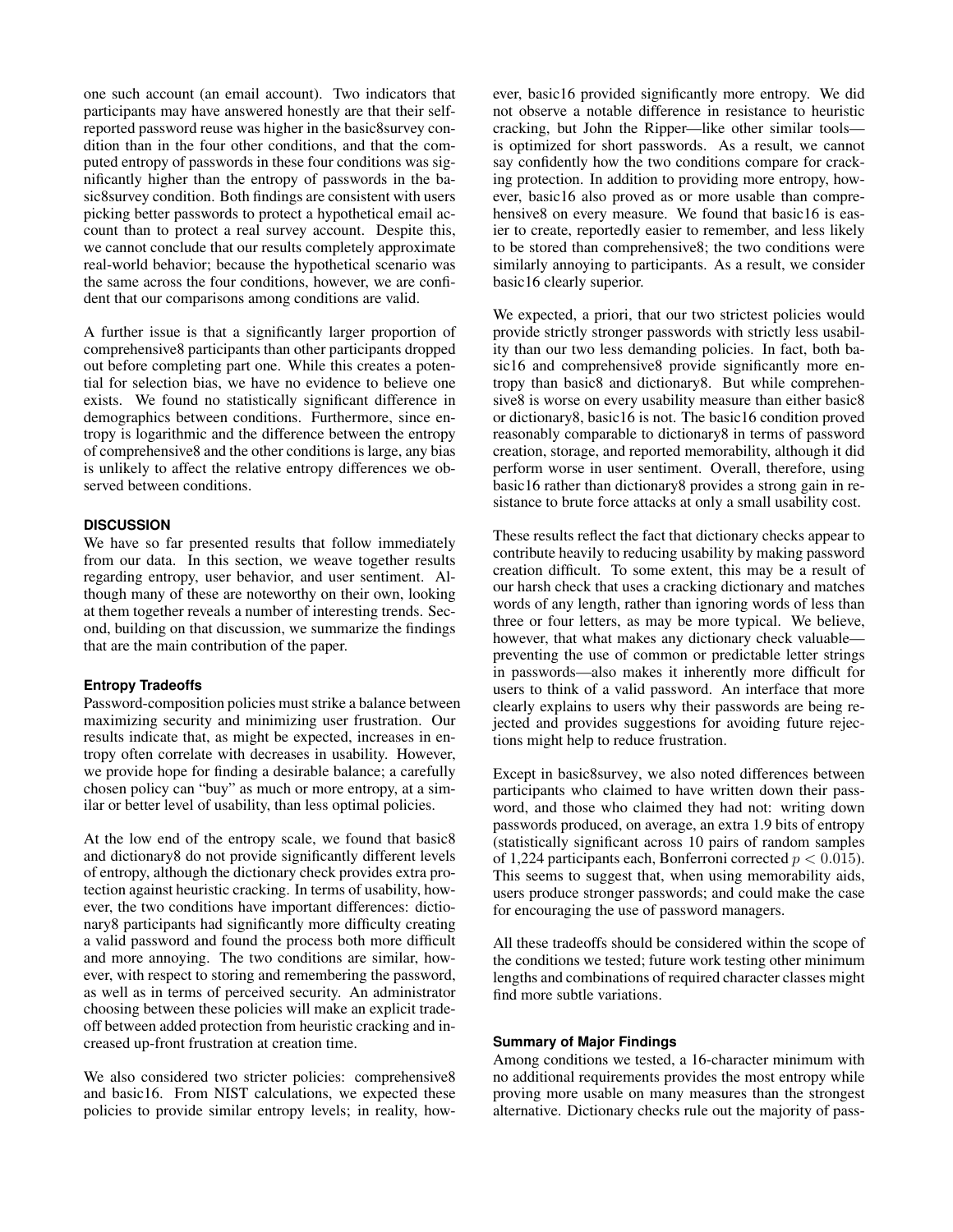one such account (an email account). Two indicators that participants may have answered honestly are that their self-reported password reuse was higher in the basic8survey condition than in the four other conditions, and that the computed entropy of passwords in these four conditions was significantly higher than the entropy of passwords in the basic8survey condition. Both findings are consistent with users picking better passwords to protect a hypothetical email account than to protect a real survey account. Despite this, we cannot conclude that our results completely approximate real-world behavior; because the hypothetical scenario was the same across the four conditions, however, we are confident that our comparisons among conditions are valid.

A further issue is that a significantly larger proportion of comprehensive8 participants than other participants dropped out before completing part one. While this creates a potential for selection bias, we have no evidence to believe one exists. We found no statistically significant difference in demographics between conditions. Furthermore, since entropy is logarithmic and the difference between the entropy of comprehensive8 and the other conditions is large, any bias is unlikely to affect the relative entropy differences we observed between conditions.

## DISCUSSION

We have so far presented results that follow immediately from our data. In this section, we weave together results regarding entropy, user behavior, and user sentiment. Although many of these are noteworthy on their own, looking at them together reveals a number of interesting trends. Second, building on that discussion, we summarize the findings that are the main contribution of the paper.

### Entropy Tradeoffs

Password-composition policies must strike a balance between maximizing security and minimizing user frustration. Our results indicate that, as might be expected, increases in entropy often correlate with decreases in usability. However, we provide hope for finding a desirable balance; a carefully chosen policy can "buy" as much or more entropy, at a similar or better level of usability, than less optimal policies.

At the low end of the entropy scale, we found that basic8 and dictionary8 do not provide significantly different levels of entropy, although the dictionary check provides extra protection against heuristic cracking. In terms of usability, however, the two conditions have important differences: dictionary8 participants had significantly more difficulty creating a valid password and found the process both more difficult and more annoying. The two conditions are similar, however, with respect to storing and remembering the password, as well as in terms of perceived security. An administrator choosing between these policies will make an explicit tradeoff between added protection from heuristic cracking and increased up-front frustration at creation time.

We also considered two stricter policies: comprehensive8 and basic16. From NIST calculations, we expected these policies to provide similar entropy levels; in reality, however, basic16 provided significantly more entropy. We did not observe a notable difference in resistance to heuristic cracking, but John the Ripper—like other similar tools—is optimized for short passwords. As a result, we cannot say confidently how the two conditions compare for cracking protection. In addition to providing more entropy, however, basic16 also proved as or more usable than comprehensive8 on every measure. We found that basic16 is easier to create, reportedly easier to remember, and less likely to be stored than comprehensive8; the two conditions were similarly annoying to participants. As a result, we consider basic16 clearly superior.

We expected, a priori, that our two strictest policies would provide strictly stronger passwords with strictly less usability than our two less demanding policies. In fact, both basic16 and comprehensive8 provide significantly more entropy than basic8 and dictionary8. But while comprehensive8 is worse on every usability measure than either basic8 or dictionary8, basic16 is not. The basic16 condition proved reasonably comparable to dictionary8 in terms of password creation, storage, and reported memorability, although it did perform worse in user sentiment. Overall, therefore, using basic16 rather than dictionary8 provides a strong gain in resistance to brute force attacks at only a small usability cost.

These results reflect the fact that dictionary checks appear to contribute heavily to reducing usability by making password creation difficult. To some extent, this may be a result of our harsh check that uses a cracking dictionary and matches words of any length, rather than ignoring words of less than three or four letters, as may be more typical. We believe, however, that what makes any dictionary check valuable—preventing the use of common or predictable letter strings in passwords—also makes it inherently more difficult for users to think of a valid password. An interface that more clearly explains to users why their passwords are being rejected and provides suggestions for avoiding future rejections might help to reduce frustration.

Except in basic8survey, we also noted differences between participants who claimed to have written down their password, and those who claimed they had not: writing down passwords produced, on average, an extra 1.9 bits of entropy (statistically significant across 10 pairs of random samples of 1,224 participants each, Bonferroni corrected $p < 0.015$). This seems to suggest that, when using memorability aids, users produce stronger passwords; and could make the case for encouraging the use of password managers.

All these tradeoffs should be considered within the scope of the conditions we tested; future work testing other minimum lengths and combinations of required character classes might find more subtle variations.

### Summary of Major Findings

Among conditions we tested, a 16-character minimum with no additional requirements provides the most entropy while proving more usable on many measures than the strongest alternative. Dictionary checks rule out the majority of pass-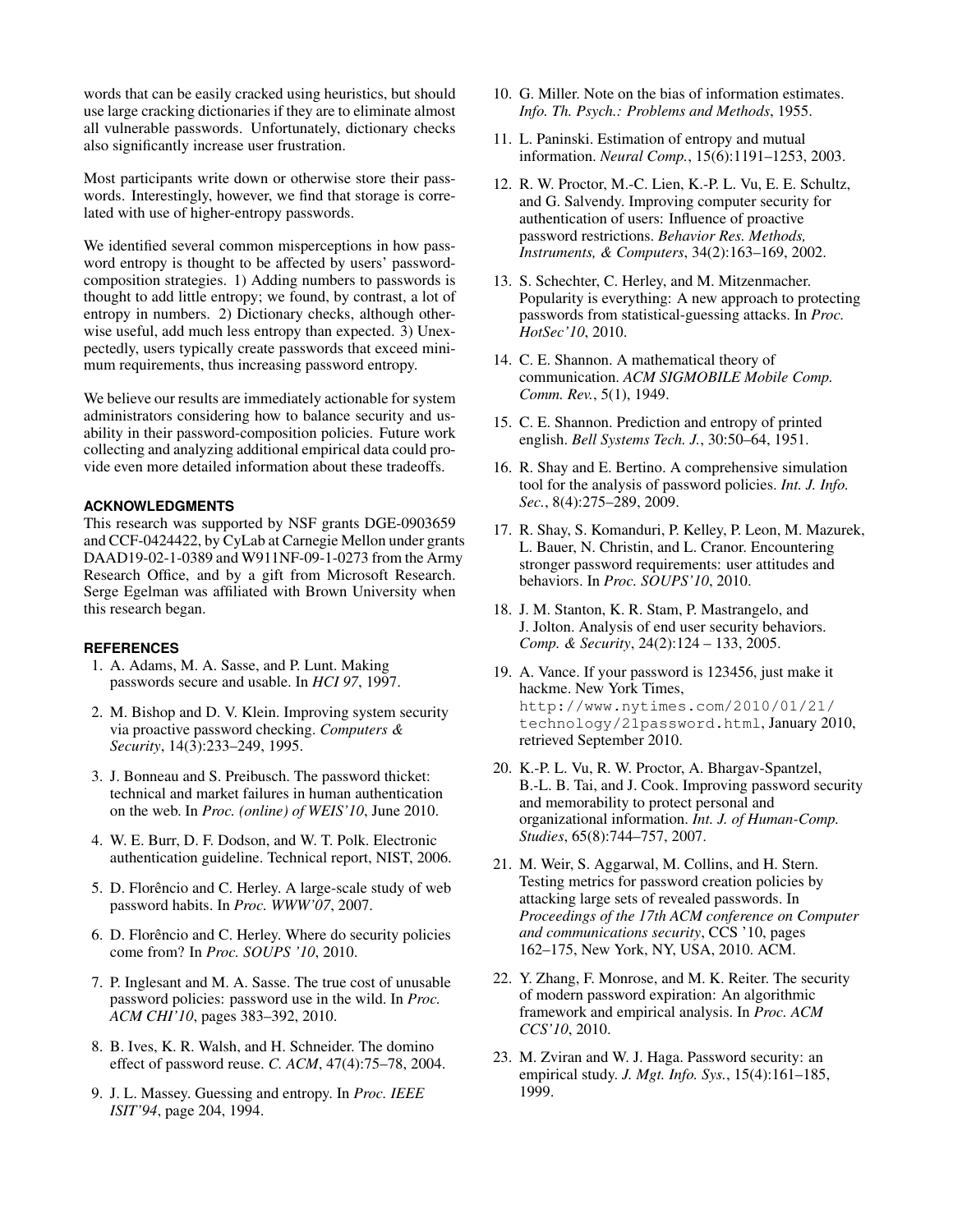words that can be easily cracked using heuristics, but should use large cracking dictionaries if they are to eliminate almost all vulnerable passwords. Unfortunately, dictionary checks also significantly increase user frustration.

Most participants write down or otherwise store their passwords. Interestingly, however, we find that storage is correlated with use of higher-entropy passwords.

We identified several common misperceptions in how password entropy is thought to be affected by users' password-composition strategies. 1) Adding numbers to passwords is thought to add little entropy; we found, by contrast, a lot of entropy in numbers. 2) Dictionary checks, although otherwise useful, add much less entropy than expected. 3) Unexpectedly, users typically create passwords that exceed minimum requirements, thus increasing password entropy.

We believe our results are immediately actionable for system administrators considering how to balance security and usability in their password-composition policies. Future work collecting and analyzing additional empirical data could provide even more detailed information about these tradeoffs.

## ACKNOWLEDGMENTS

This research was supported by NSF grants DGE-0903659 and CCF-0424422, by CyLab at Carnegie Mellon under grants DAAD19-02-1-0389 and W911NF-09-1-0273 from the Army Research Office, and by a gift from Microsoft Research. Serge Egelman was affiliated with Brown University when this research began.

## REFERENCES

1. A. Adams, M. A. Sasse, and P. Lunt. Making passwords secure and usable. In *HCI 97*, 1997.
2. M. Bishop and D. V. Klein. Improving system security via proactive password checking. *Computers & Security*, 14(3):233–249, 1995.
3. J. Bonneau and S. Preibusch. The password thicket: technical and market failures in human authentication on the web. In *Proc. (online) of WEIS'10*, June 2010.
4. W. E. Burr, D. F. Dodson, and W. T. Polk. Electronic authentication guideline. Technical report, NIST, 2006.
5. D. Florêncio and C. Herley. A large-scale study of web password habits. In *Proc. WWW'07*, 2007.
6. D. Florêncio and C. Herley. Where do security policies come from? In *Proc. SOUPS '10*, 2010.
7. P. Inglesant and M. A. Sasse. The true cost of unusable password policies: password use in the wild. In *Proc. ACM CHI'10*, pages 383–392, 2010.
8. B. Ives, K. R. Walsh, and H. Schneider. The domino effect of password reuse. *C. ACM*, 47(4):75–78, 2004.
9. J. L. Massey. Guessing and entropy. In *Proc. IEEE ISIT'94*, page 204, 1994.
10. G. Miller. Note on the bias of information estimates. *Info. Th. Psych.: Problems and Methods*, 1955.
11. L. Paninski. Estimation of entropy and mutual information. *Neural Comp.*, 15(6):1191–1253, 2003.
12. R. W. Proctor, M.-C. Lien, K.-P. L. Vu, E. E. Schultz, and G. Salvendy. Improving computer security for authentication of users: Influence of proactive password restrictions. *Behavior Res. Methods, Instruments, & Computers*, 34(2):163–169, 2002.
13. S. Schechter, C. Herley, and M. Mitzenmacher. Popularity is everything: A new approach to protecting passwords from statistical-guessing attacks. In *Proc. HotSec'10*, 2010.
14. C. E. Shannon. A mathematical theory of communication. *ACM SIGMOBILE Mobile Comp. Comm. Rev.*, 5(1), 1949.
15. C. E. Shannon. Prediction and entropy of printed english. *Bell Systems Tech. J.*, 30:50–64, 1951.
16. R. Shay and E. Bertino. A comprehensive simulation tool for the analysis of password policies. *Int. J. Info. Sec.*, 8(4):275–289, 2009.
17. R. Shay, S. Komanduri, P. Kelley, P. Leon, M. Mazurek, L. Bauer, N. Christin, and L. Cranor. Encountering stronger password requirements: user attitudes and behaviors. In *Proc. SOUPS'10*, 2010.
18. J. M. Stanton, K. R. Stam, P. Mastrangelo, and J. Jolton. Analysis of end user security behaviors. *Comp. & Security*, 24(2):124 – 133, 2005.
19. A. Vance. If your password is 123456, just make it hackme. New York Times, `http://www.nytimes.com/2010/01/21/technology/21password.html`, January 2010, retrieved September 2010.
20. K.-P. L. Vu, R. W. Proctor, A. Bhargav-Spantzel, B.-L. B. Tai, and J. Cook. Improving password security and memorability to protect personal and organizational information. *Int. J. of Human-Comp. Studies*, 65(8):744–757, 2007.
21. M. Weir, S. Aggarwal, M. Collins, and H. Stern. Testing metrics for password creation policies by attacking large sets of revealed passwords. In *Proceedings of the 17th ACM conference on Computer and communications security*, CCS '10, pages 162–175, New York, NY, USA, 2010. ACM.
22. Y. Zhang, F. Monrose, and M. K. Reiter. The security of modern password expiration: An algorithmic framework and empirical analysis. In *Proc. ACM CCS'10*, 2010.
23. M. Zviran and W. J. Haga. Password security: an empirical study. *J. Mgt. Info. Sys.*, 15(4):161–185, 1999.